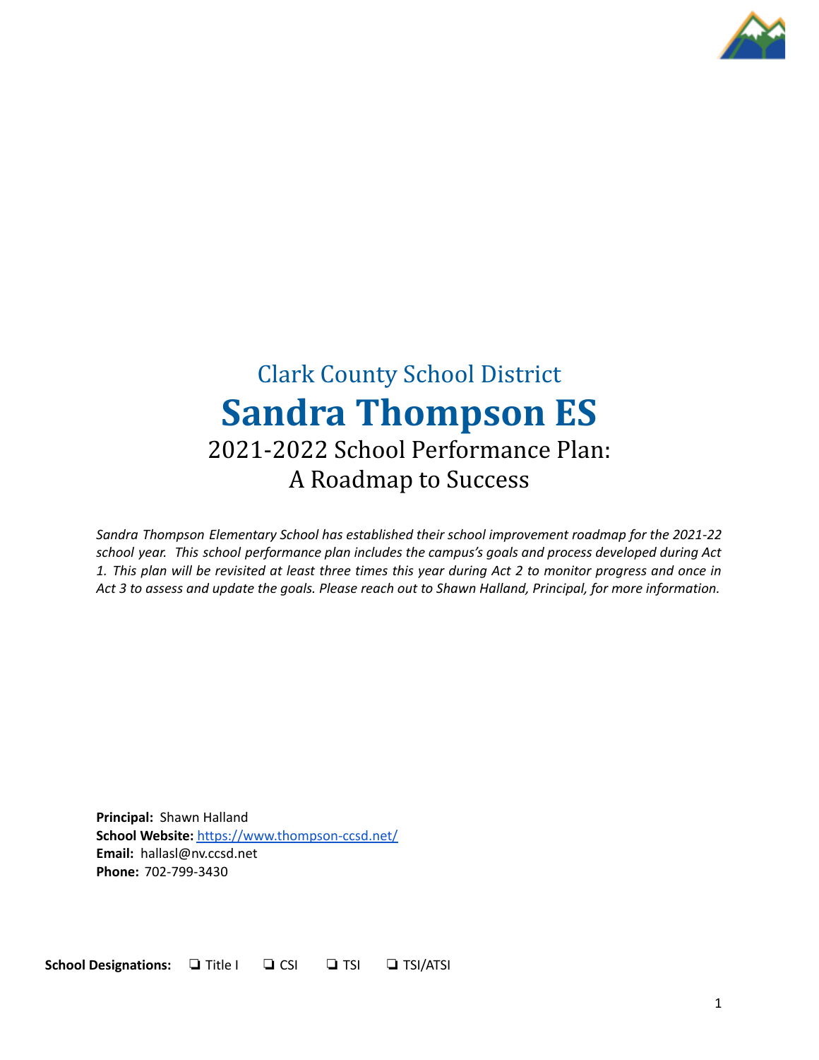Clark County School District

# Sandra Thompson ES

## 2021-2022 School Performance Plan: A Roadmap to Success

*Sandra Thompson Elementary School has established their school improvement roadmap for the 2021-22 school year. This school performance plan includes the campus's goals and process developed during Act 1. This plan will be revisited at least three times this year during Act 2 to monitor progress and once in Act 3 to assess and update the goals. Please reach out to Shawn Halland, Principal, for more information.*

**Principal:** Shawn Halland
**School Website:** [https://www.thompson-ccsd.net/](https://www.thompson-ccsd.net/)
**Email:** hallasl@nv.ccsd.net
**Phone:** 702-799-3430

**School Designations:** ❏ Title I ❏ CSI ❏ TSI ❏ TSI/ATSI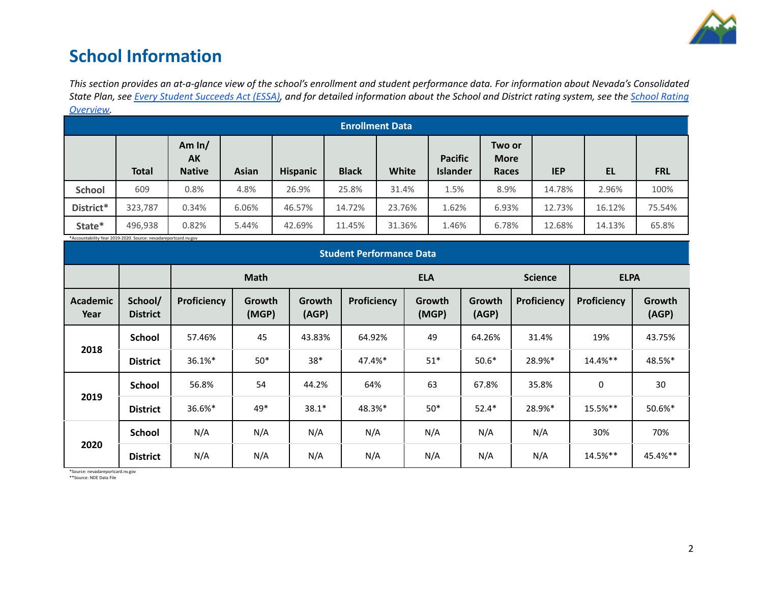# School Information

*This section provides an at-a-glance view of the school's enrollment and student performance data. For information about Nevada's Consolidated State Plan, see [Every Student Succeeds Act (ESSA)](), and for detailed information about the School and District rating system, see the [School Rating Overview]().*

| Enrollment Data | | | | | | | | | | | |
|---|---|---|---|---|---|---|---|---|---|---|---|
| | **Total** | **Am In/ AK Native** | **Asian** | **Hispanic** | **Black** | **White** | **Pacific Islander** | **Two or More Races** | **IEP** | **EL** | **FRL** |
| **School** | 609 | 0.8% | 4.8% | 26.9% | 25.8% | 31.4% | 1.5% | 8.9% | 14.78% | 2.96% | 100% |
| **District*** | 323,787 | 0.34% | 6.06% | 46.57% | 14.72% | 23.76% | 1.62% | 6.93% | 12.73% | 16.12% | 75.54% |
| **State*** | 496,938 | 0.82% | 5.44% | 42.69% | 11.45% | 31.36% | 1.46% | 6.78% | 12.68% | 14.13% | 65.8% |

*Accountability Year 2019-2020. Source: nevadareportcard.nv.gov

| Student Performance Data | | | | | | | | | | |
|---|---|---|---|---|---|---|---|---|---|---|
| | | **Math** | | | **ELA** | | | **Science** | **ELPA** | |
| **Academic Year** | **School/ District** | **Proficiency** | **Growth (MGP)** | **Growth (AGP)** | **Proficiency** | **Growth (MGP)** | **Growth (AGP)** | **Proficiency** | **Proficiency** | **Growth (AGP)** |
| **2018** | **School** | 57.46% | 45 | 43.83% | 64.92% | 49 | 64.26% | 31.4% | 19% | 43.75% |
| | **District** | 36.1%* | 50* | 38* | 47.4%* | 51* | 50.6* | 28.9%* | 14.4%** | 48.5%* |
| **2019** | **School** | 56.8% | 54 | 44.2% | 64% | 63 | 67.8% | 35.8% | 0 | 30 |
| | **District** | 36.6%* | 49* | 38.1* | 48.3%* | 50* | 52.4* | 28.9%* | 15.5%** | 50.6%* |
| **2020** | **School** | N/A | N/A | N/A | N/A | N/A | N/A | N/A | 30% | 70% |
| | **District** | N/A | N/A | N/A | N/A | N/A | N/A | N/A | 14.5%** | 45.4%** |

*Source: nevadareportcard.nv.gov
**Source: NDE Data File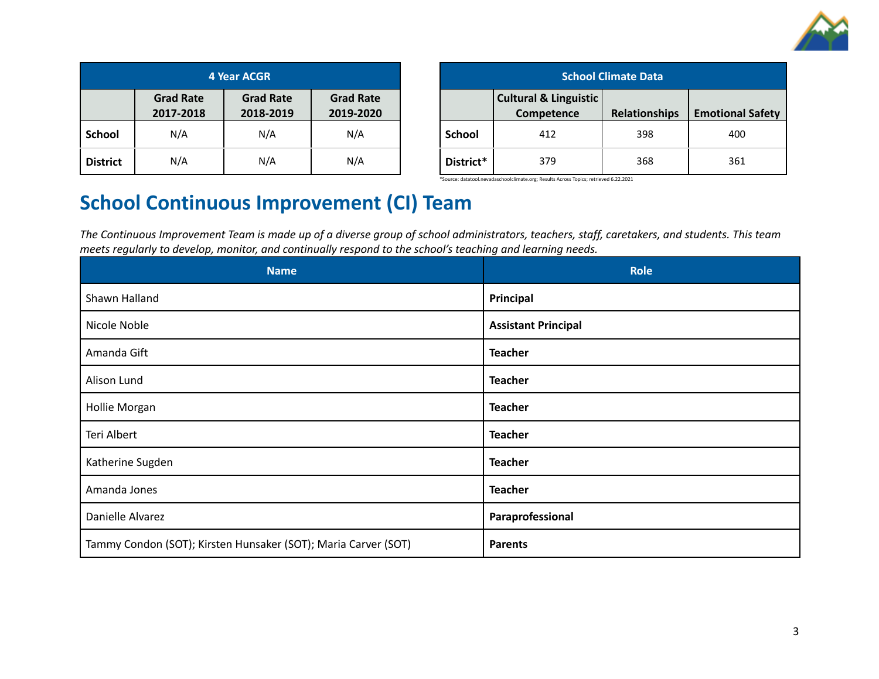| 4 Year ACGR | | | |
|---|---|---|---|
| | Grad Rate 2017-2018 | Grad Rate 2018-2019 | Grad Rate 2019-2020 |
| **School** | N/A | N/A | N/A |
| **District** | N/A | N/A | N/A |

| School Climate Data | | | |
|---|---|---|---|
| | Cultural & Linguistic Competence | Relationships | Emotional Safety |
| **School** | 412 | 398 | 400 |
| **District*** | 379 | 368 | 361 |

*Source: datatool.nevadaschoolclimate.org; Results Across Topics; retrieved 6.22.2021

## School Continuous Improvement (CI) Team

*The Continuous Improvement Team is made up of a diverse group of school administrators, teachers, staff, caretakers, and students. This team meets regularly to develop, monitor, and continually respond to the school's teaching and learning needs.*

| Name | Role |
|---|---|
| Shawn Halland | **Principal** |
| Nicole Noble | **Assistant Principal** |
| Amanda Gift | **Teacher** |
| Alison Lund | **Teacher** |
| Hollie Morgan | **Teacher** |
| Teri Albert | **Teacher** |
| Katherine Sugden | **Teacher** |
| Amanda Jones | **Teacher** |
| Danielle Alvarez | **Paraprofessional** |
| Tammy Condon (SOT); Kirsten Hunsaker (SOT); Maria Carver (SOT) | **Parents** |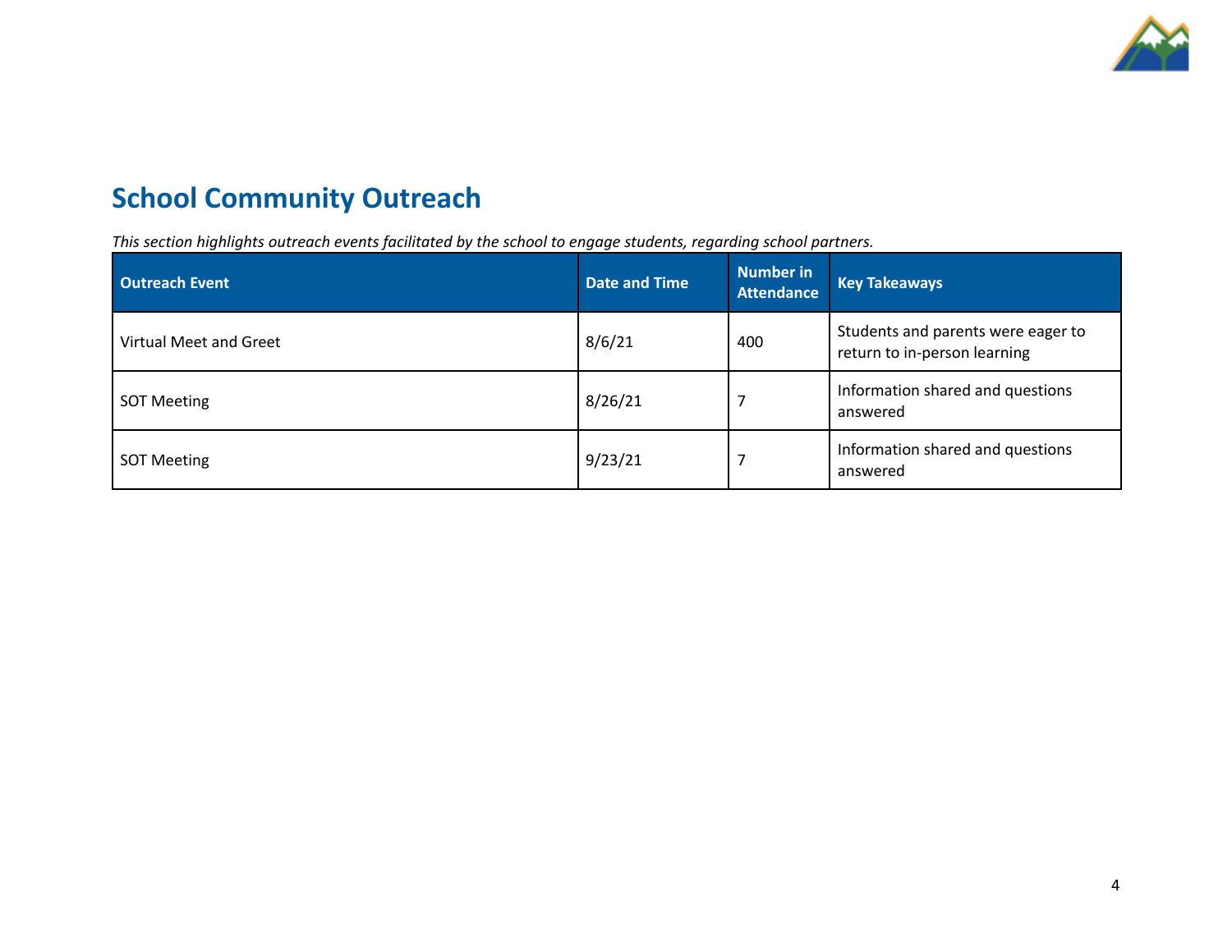## School Community Outreach

*This section highlights outreach events facilitated by the school to engage students, regarding school partners.*

| Outreach Event | Date and Time | Number in Attendance | Key Takeaways |
|---|---|---|---|
| Virtual Meet and Greet | 8/6/21 | 400 | Students and parents were eager to return to in-person learning |
| SOT Meeting | 8/26/21 | 7 | Information shared and questions answered |
| SOT Meeting | 9/23/21 | 7 | Information shared and questions answered |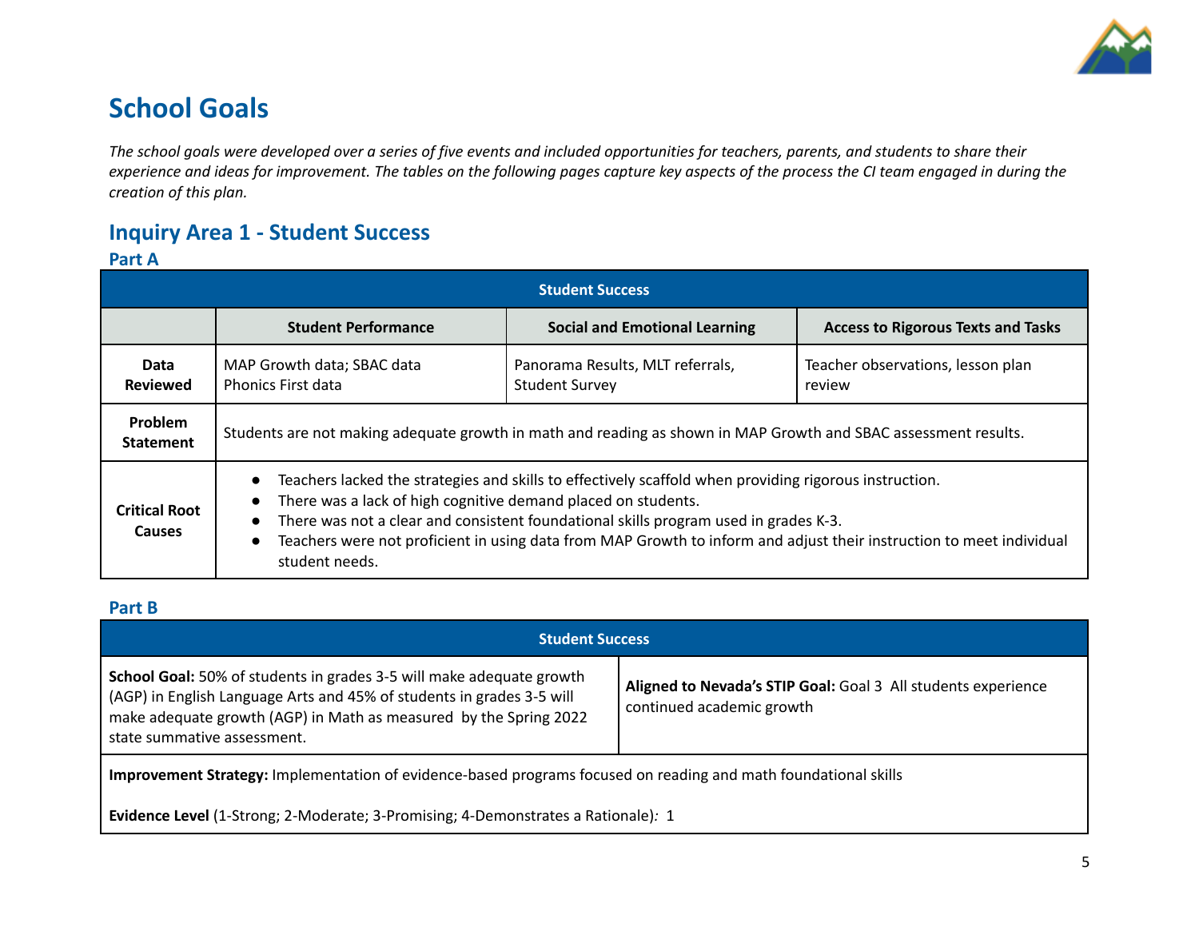# School Goals

*The school goals were developed over a series of five events and included opportunities for teachers, parents, and students to share their experience and ideas for improvement. The tables on the following pages capture key aspects of the process the CI team engaged in during the creation of this plan.*

## Inquiry Area 1 - Student Success

### Part A

| Student Success | | | |
|---|---|---|---|
| | **Student Performance** | **Social and Emotional Learning** | **Access to Rigorous Texts and Tasks** |
| **Data Reviewed** | MAP Growth data; SBAC data<br>Phonics First data | Panorama Results, MLT referrals, Student Survey | Teacher observations, lesson plan review |
| **Problem Statement** | Students are not making adequate growth in math and reading as shown in MAP Growth and SBAC assessment results. | | |
| **Critical Root Causes** | • Teachers lacked the strategies and skills to effectively scaffold when providing rigorous instruction.<br>• There was a lack of high cognitive demand placed on students.<br>• There was not a clear and consistent foundational skills program used in grades K-3.<br>• Teachers were not proficient in using data from MAP Growth to inform and adjust their instruction to meet individual student needs. | | |

### Part B

| Student Success | |
|---|---|
| **School Goal:** 50% of students in grades 3-5 will make adequate growth (AGP) in English Language Arts and 45% of students in grades 3-5 will make adequate growth (AGP) in Math as measured by the Spring 2022 state summative assessment. | **Aligned to Nevada's STIP Goal:** Goal 3 All students experience continued academic growth |
| **Improvement Strategy:** Implementation of evidence-based programs focused on reading and math foundational skills<br><br>**Evidence Level** (1-Strong; 2-Moderate; 3-Promising; 4-Demonstrates a Rationale)*:* 1 | |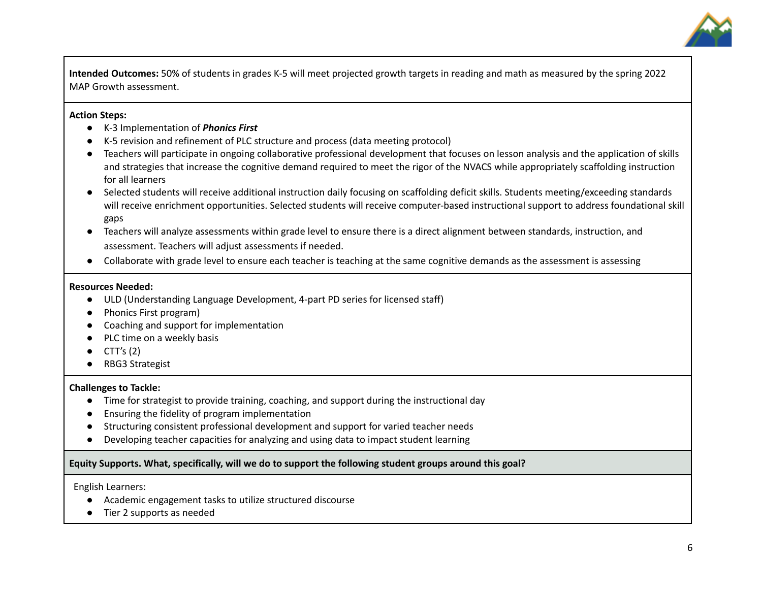**Intended Outcomes:** 50% of students in grades K-5 will meet projected growth targets in reading and math as measured by the spring 2022 MAP Growth assessment.

**Action Steps:**

- K-3 Implementation of ***Phonics First***
- K-5 revision and refinement of PLC structure and process (data meeting protocol)
- Teachers will participate in ongoing collaborative professional development that focuses on lesson analysis and the application of skills and strategies that increase the cognitive demand required to meet the rigor of the NVACS while appropriately scaffolding instruction for all learners
- Selected students will receive additional instruction daily focusing on scaffolding deficit skills. Students meeting/exceeding standards will receive enrichment opportunities. Selected students will receive computer-based instructional support to address foundational skill gaps
- Teachers will analyze assessments within grade level to ensure there is a direct alignment between standards, instruction, and assessment. Teachers will adjust assessments if needed.
- Collaborate with grade level to ensure each teacher is teaching at the same cognitive demands as the assessment is assessing

**Resources Needed:**

- ULD (Understanding Language Development, 4-part PD series for licensed staff)
- Phonics First program)
- Coaching and support for implementation
- PLC time on a weekly basis
- CTT's (2)
- RBG3 Strategist

**Challenges to Tackle:**

- Time for strategist to provide training, coaching, and support during the instructional day
- Ensuring the fidelity of program implementation
- Structuring consistent professional development and support for varied teacher needs
- Developing teacher capacities for analyzing and using data to impact student learning

**Equity Supports. What, specifically, will we do to support the following student groups around this goal?**

English Learners:

- Academic engagement tasks to utilize structured discourse
- Tier 2 supports as needed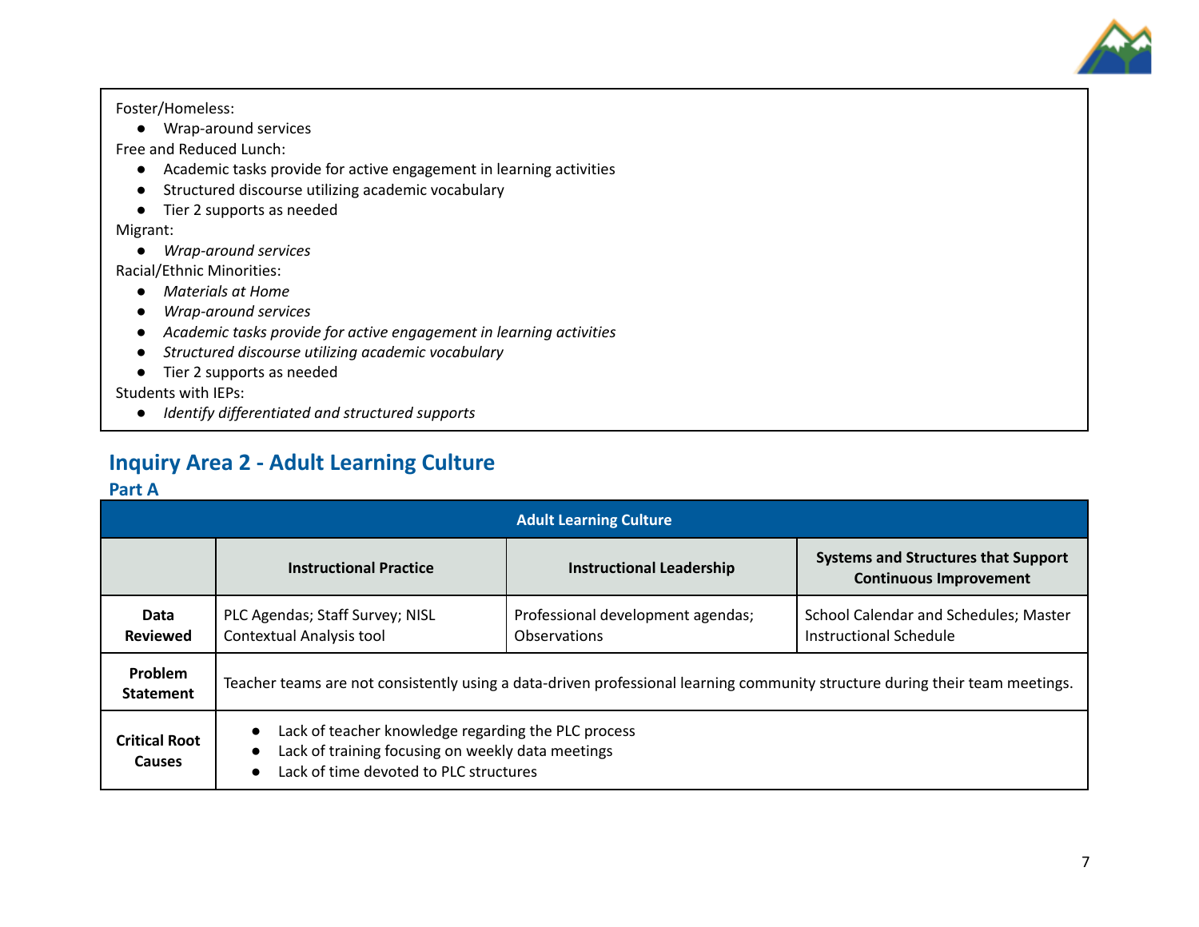Foster/Homeless:

- Wrap-around services

Free and Reduced Lunch:

- Academic tasks provide for active engagement in learning activities
- Structured discourse utilizing academic vocabulary
- Tier 2 supports as needed

Migrant:

- *Wrap-around services*

Racial/Ethnic Minorities:

- *Materials at Home*
- *Wrap-around services*
- *Academic tasks provide for active engagement in learning activities*
- *Structured discourse utilizing academic vocabulary*
- Tier 2 supports as needed

Students with IEPs:

- *Identify differentiated and structured supports*

## Inquiry Area 2 - Adult Learning Culture

### Part A

| Adult Learning Culture | | | |
|---|---|---|---|
| | **Instructional Practice** | **Instructional Leadership** | **Systems and Structures that Support Continuous Improvement** |
| **Data Reviewed** | PLC Agendas; Staff Survey; NISL Contextual Analysis tool | Professional development agendas; Observations | School Calendar and Schedules; Master Instructional Schedule |
| **Problem Statement** | Teacher teams are not consistently using a data-driven professional learning community structure during their team meetings. | | |
| **Critical Root Causes** | • Lack of teacher knowledge regarding the PLC process<br>• Lack of training focusing on weekly data meetings<br>• Lack of time devoted to PLC structures | | |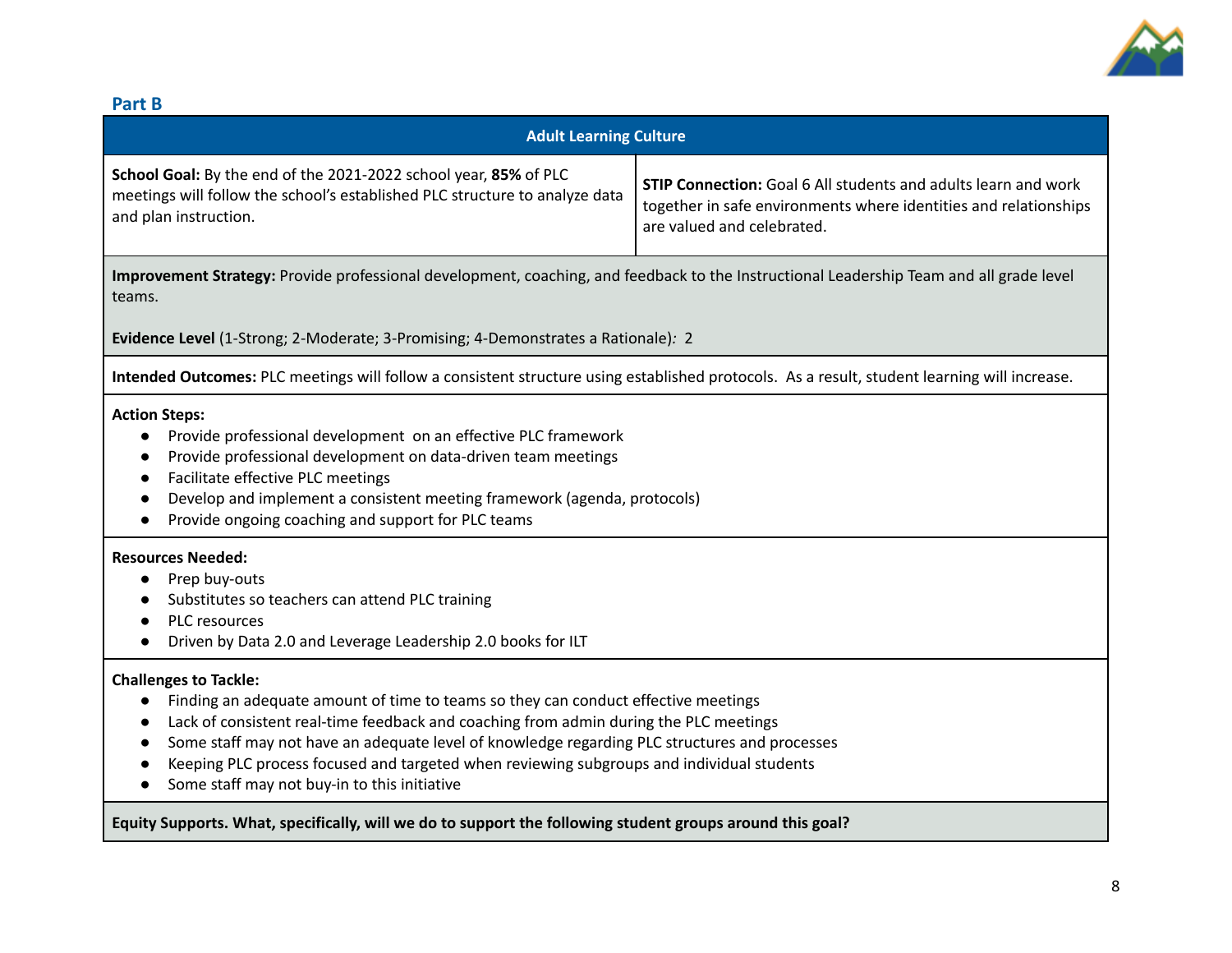## Part B

| Adult Learning Culture | |
|---|---|
| **School Goal:** By the end of the 2021-2022 school year, **85%** of PLC meetings will follow the school's established PLC structure to analyze data and plan instruction. | **STIP Connection:** Goal 6 All students and adults learn and work together in safe environments where identities and relationships are valued and celebrated. |

**Improvement Strategy:** Provide professional development, coaching, and feedback to the Instructional Leadership Team and all grade level teams.

**Evidence Level** (1-Strong; 2-Moderate; 3-Promising; 4-Demonstrates a Rationale)*:* 2

**Intended Outcomes:** PLC meetings will follow a consistent structure using established protocols. As a result, student learning will increase.

**Action Steps:**

- Provide professional development on an effective PLC framework
- Provide professional development on data-driven team meetings
- Facilitate effective PLC meetings
- Develop and implement a consistent meeting framework (agenda, protocols)
- Provide ongoing coaching and support for PLC teams

**Resources Needed:**

- Prep buy-outs
- Substitutes so teachers can attend PLC training
- PLC resources
- Driven by Data 2.0 and Leverage Leadership 2.0 books for ILT

**Challenges to Tackle:**

- Finding an adequate amount of time to teams so they can conduct effective meetings
- Lack of consistent real-time feedback and coaching from admin during the PLC meetings
- Some staff may not have an adequate level of knowledge regarding PLC structures and processes
- Keeping PLC process focused and targeted when reviewing subgroups and individual students
- Some staff may not buy-in to this initiative

**Equity Supports. What, specifically, will we do to support the following student groups around this goal?**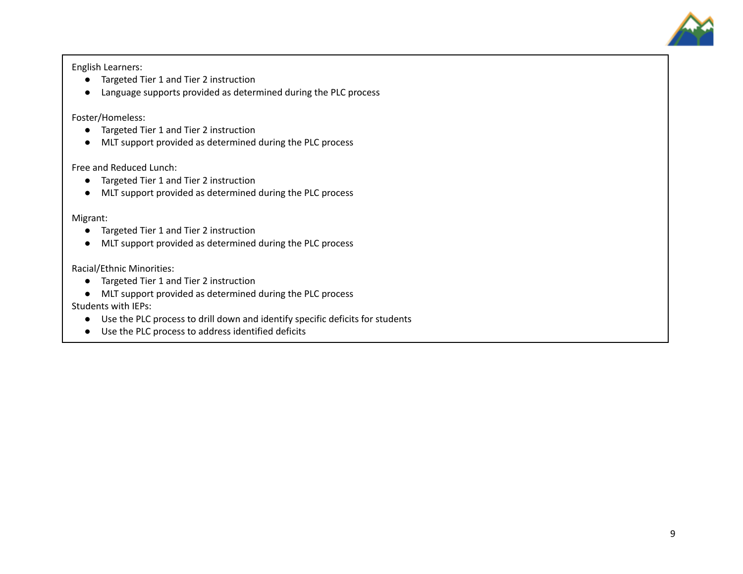English Learners:

- Targeted Tier 1 and Tier 2 instruction
- Language supports provided as determined during the PLC process

Foster/Homeless:

- Targeted Tier 1 and Tier 2 instruction
- MLT support provided as determined during the PLC process

Free and Reduced Lunch:

- Targeted Tier 1 and Tier 2 instruction
- MLT support provided as determined during the PLC process

Migrant:

- Targeted Tier 1 and Tier 2 instruction
- MLT support provided as determined during the PLC process

Racial/Ethnic Minorities:

- Targeted Tier 1 and Tier 2 instruction
- MLT support provided as determined during the PLC process

Students with IEPs:

- Use the PLC process to drill down and identify specific deficits for students
- Use the PLC process to address identified deficits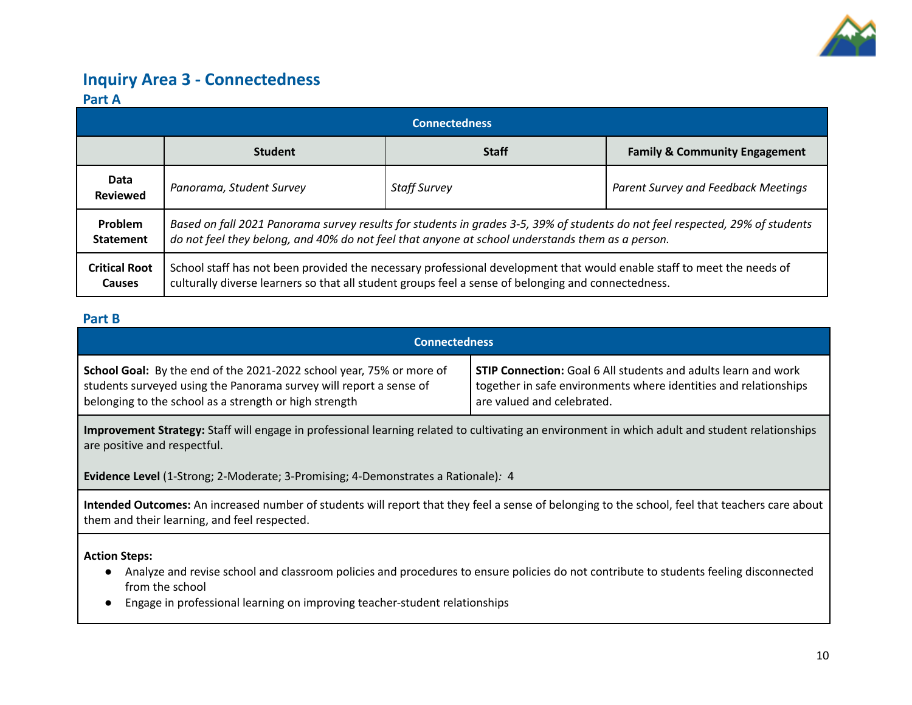## Inquiry Area 3 - Connectedness

### Part A

| Connectedness | | | |
|---|---|---|---|
| | **Student** | **Staff** | **Family & Community Engagement** |
| **Data Reviewed** | *Panorama, Student Survey* | *Staff Survey* | *Parent Survey and Feedback Meetings* |
| **Problem Statement** | *Based on fall 2021 Panorama survey results for students in grades 3-5, 39% of students do not feel respected, 29% of students do not feel they belong, and 40% do not feel that anyone at school understands them as a person.* | | |
| **Critical Root Causes** | School staff has not been provided the necessary professional development that would enable staff to meet the needs of culturally diverse learners so that all student groups feel a sense of belonging and connectedness. | | |

### Part B

| Connectedness | |
|---|---|
| **School Goal:** By the end of the 2021-2022 school year, 75% or more of students surveyed using the Panorama survey will report a sense of belonging to the school as a strength or high strength | **STIP Connection:** Goal 6 All students and adults learn and work together in safe environments where identities and relationships are valued and celebrated. |

**Improvement Strategy:** Staff will engage in professional learning related to cultivating an environment in which adult and student relationships are positive and respectful.

**Evidence Level** (1-Strong; 2-Moderate; 3-Promising; 4-Demonstrates a Rationale)*:* 4

**Intended Outcomes:** An increased number of students will report that they feel a sense of belonging to the school, feel that teachers care about them and their learning, and feel respected.

**Action Steps:**

- Analyze and revise school and classroom policies and procedures to ensure policies do not contribute to students feeling disconnected from the school
- Engage in professional learning on improving teacher-student relationships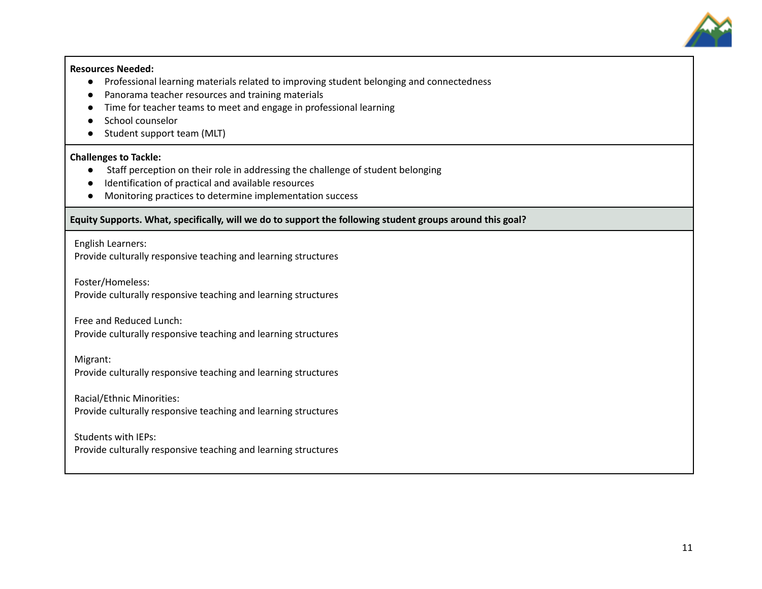**Resources Needed:**

- Professional learning materials related to improving student belonging and connectedness
- Panorama teacher resources and training materials
- Time for teacher teams to meet and engage in professional learning
- School counselor
- Student support team (MLT)

**Challenges to Tackle:**

- Staff perception on their role in addressing the challenge of student belonging
- Identification of practical and available resources
- Monitoring practices to determine implementation success

**Equity Supports. What, specifically, will we do to support the following student groups around this goal?**

English Learners:
Provide culturally responsive teaching and learning structures

Foster/Homeless:
Provide culturally responsive teaching and learning structures

Free and Reduced Lunch:
Provide culturally responsive teaching and learning structures

Migrant:
Provide culturally responsive teaching and learning structures

Racial/Ethnic Minorities:
Provide culturally responsive teaching and learning structures

Students with IEPs:
Provide culturally responsive teaching and learning structures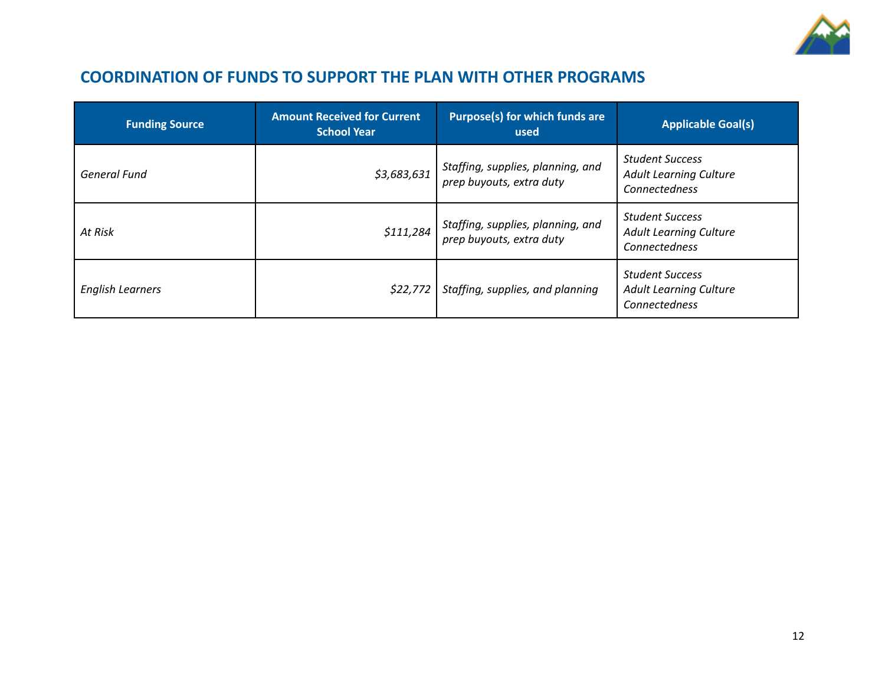## COORDINATION OF FUNDS TO SUPPORT THE PLAN WITH OTHER PROGRAMS

| Funding Source | Amount Received for Current School Year | Purpose(s) for which funds are used | Applicable Goal(s) |
|---|---:|---|---|
| *General Fund* | *$3,683,631* | *Staffing, supplies, planning, and prep buyouts, extra duty* | *Student Success*<br>*Adult Learning Culture*<br>*Connectedness* |
| *At Risk* | *$111,284* | *Staffing, supplies, planning, and prep buyouts, extra duty* | *Student Success*<br>*Adult Learning Culture*<br>*Connectedness* |
| *English Learners* | *$22,772* | *Staffing, supplies, and planning* | *Student Success*<br>*Adult Learning Culture*<br>*Connectedness* |